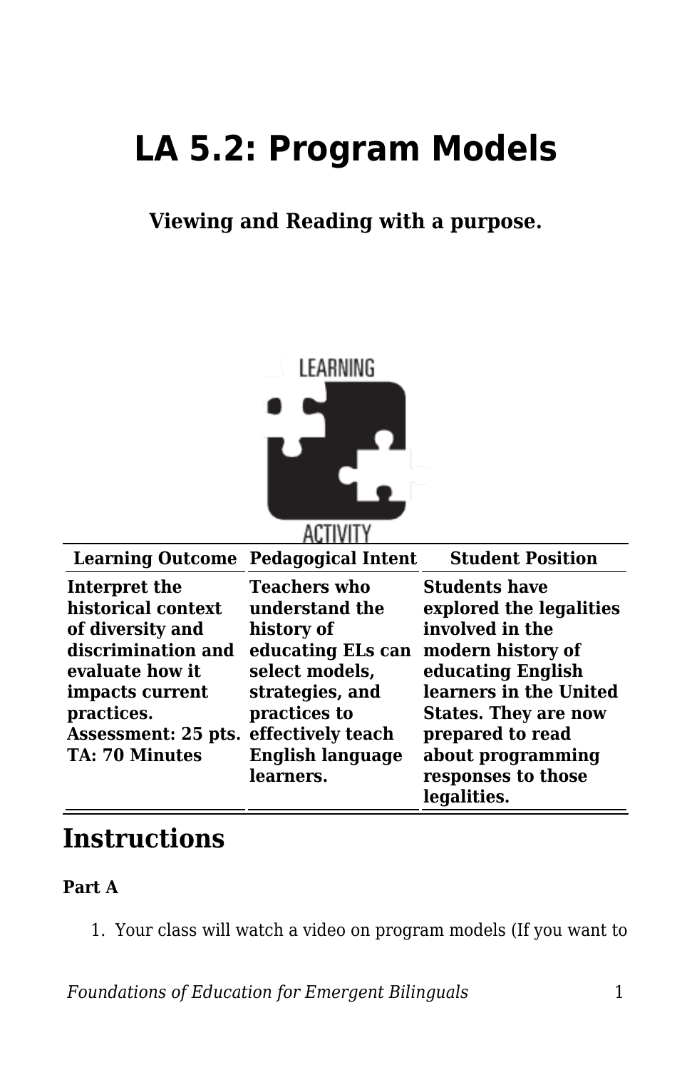# LA 5.2: Program Models

**Viewing and Reading with a purpose.**

| Learning Outcome | Pedagogical Intent | Student Position |
| --- | --- | --- |
| **Interpret the historical context of diversity and discrimination and evaluate how it impacts current practices. Assessment: 25 pts. TA: 70 Minutes** | **Teachers who understand the history of educating ELs can select models, strategies, and practices to effectively teach English language learners.** | **Students have explored the legalities involved in the modern history of educating English learners in the United States. They are now prepared to read about programming responses to those legalities.** |

## Instructions

**Part A**

1. Your class will watch a video on program models (If you want to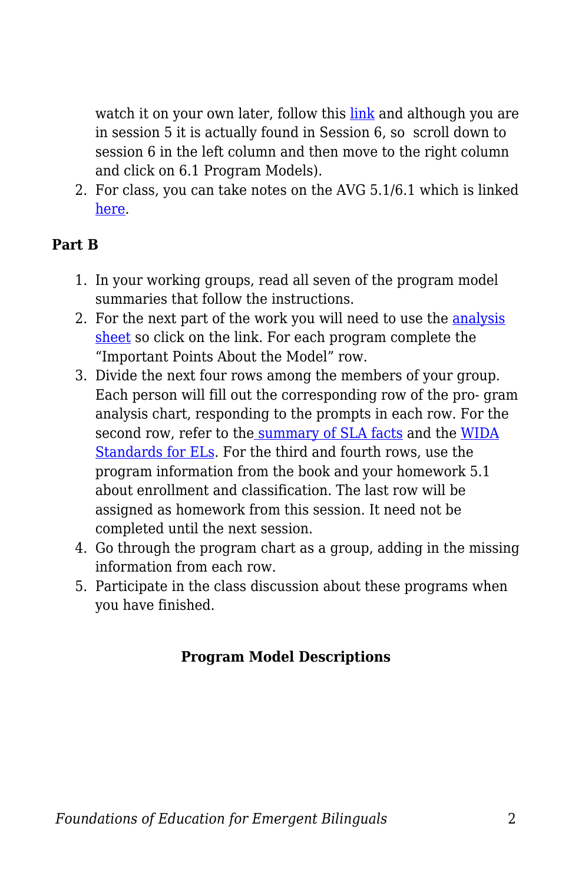watch it on your own later, follow this link and although you are in session 5 it is actually found in Session 6, so scroll down to session 6 in the left column and then move to the right column and click on 6.1 Program Models).

2. For class, you can take notes on the AVG 5.1/6.1 which is linked here.

**Part B**

1. In your working groups, read all seven of the program model summaries that follow the instructions.
2. For the next part of the work you will need to use the analysis sheet so click on the link. For each program complete the "Important Points About the Model" row.
3. Divide the next four rows among the members of your group. Each person will fill out the corresponding row of the pro- gram analysis chart, responding to the prompts in each row. For the second row, refer to the summary of SLA facts and the WIDA Standards for ELs. For the third and fourth rows, use the program information from the book and your homework 5.1 about enrollment and classification. The last row will be assigned as homework from this session. It need not be completed until the next session.
4. Go through the program chart as a group, adding in the missing information from each row.
5. Participate in the class discussion about these programs when you have finished.

**Program Model Descriptions**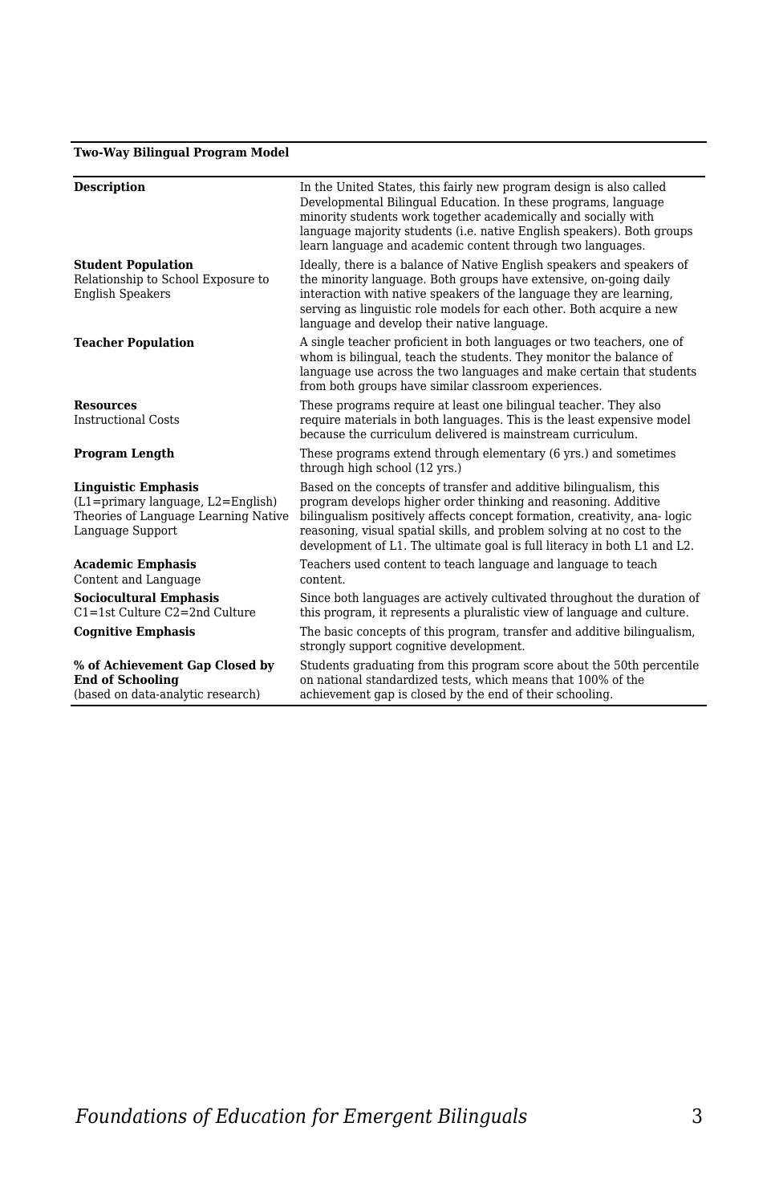| **Two-Way Bilingual Program Model** | |
|---|---|
| **Description** | In the United States, this fairly new program design is also called Developmental Bilingual Education. In these programs, language minority students work together academically and socially with language majority students (i.e. native English speakers). Both groups learn language and academic content through two languages. |
| **Student Population** Relationship to School Exposure to English Speakers | Ideally, there is a balance of Native English speakers and speakers of the minority language. Both groups have extensive, on-going daily interaction with native speakers of the language they are learning, serving as linguistic role models for each other. Both acquire a new language and develop their native language. |
| **Teacher Population** | A single teacher proficient in both languages or two teachers, one of whom is bilingual, teach the students. They monitor the balance of language use across the two languages and make certain that students from both groups have similar classroom experiences. |
| **Resources** Instructional Costs | These programs require at least one bilingual teacher. They also require materials in both languages. This is the least expensive model because the curriculum delivered is mainstream curriculum. |
| **Program Length** | These programs extend through elementary (6 yrs.) and sometimes through high school (12 yrs.) |
| **Linguistic Emphasis** (L1=primary language, L2=English) Theories of Language Learning Native Language Support | Based on the concepts of transfer and additive bilingualism, this program develops higher order thinking and reasoning. Additive bilingualism positively affects concept formation, creativity, ana- logic reasoning, visual spatial skills, and problem solving at no cost to the development of L1. The ultimate goal is full literacy in both L1 and L2. |
| **Academic Emphasis** Content and Language | Teachers used content to teach language and language to teach content. |
| **Sociocultural Emphasis** C1=1st Culture C2=2nd Culture | Since both languages are actively cultivated throughout the duration of this program, it represents a pluralistic view of language and culture. |
| **Cognitive Emphasis** | The basic concepts of this program, transfer and additive bilingualism, strongly support cognitive development. |
| **% of Achievement Gap Closed by End of Schooling** (based on data-analytic research) | Students graduating from this program score about the 50th percentile on national standardized tests, which means that 100% of the achievement gap is closed by the end of their schooling. |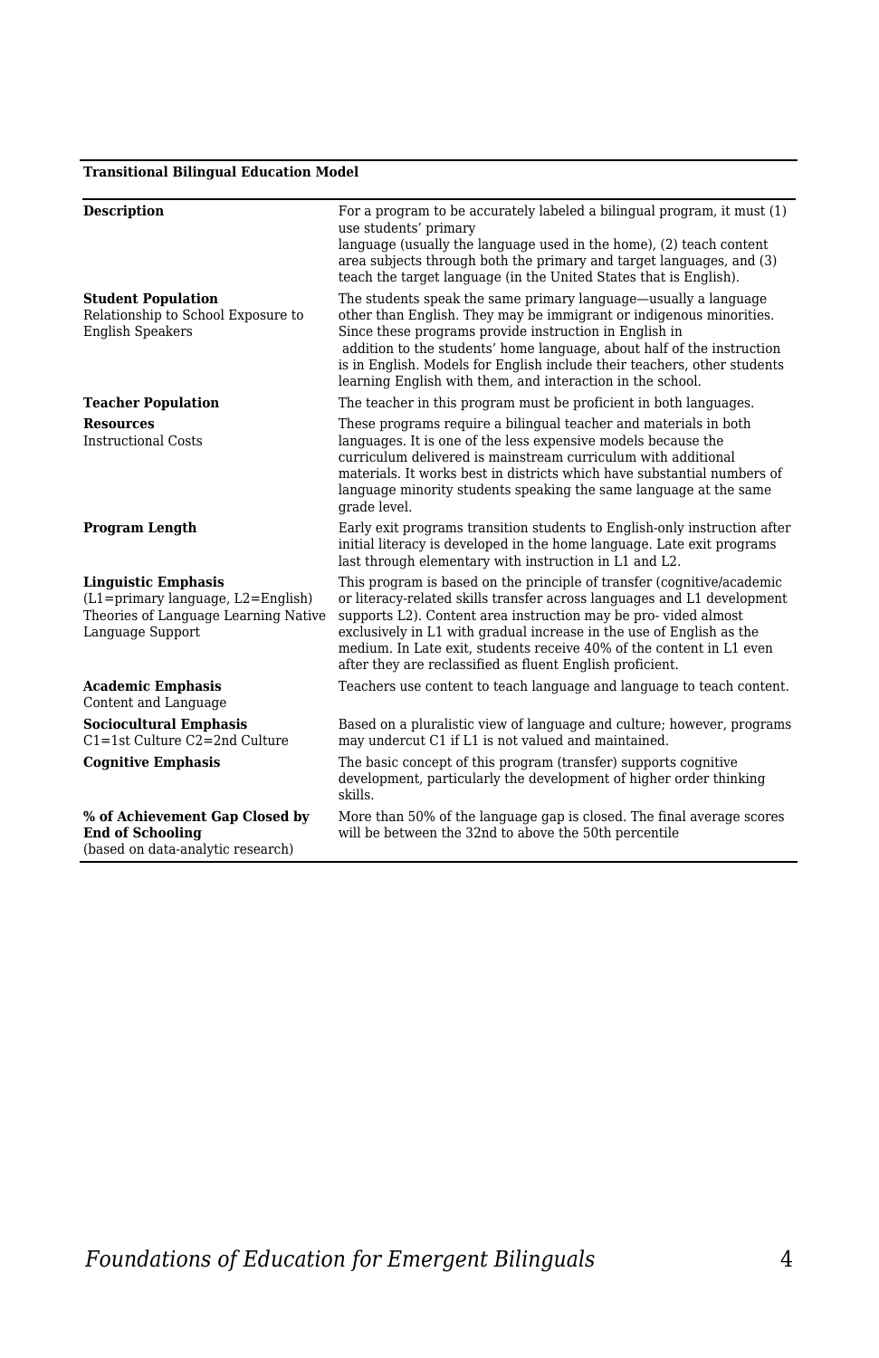| Transitional Bilingual Education Model | |
|---|---|
| **Description** | For a program to be accurately labeled a bilingual program, it must (1) use students' primary language (usually the language used in the home), (2) teach content area subjects through both the primary and target languages, and (3) teach the target language (in the United States that is English). |
| **Student Population** Relationship to School Exposure to English Speakers | The students speak the same primary language—usually a language other than English. They may be immigrant or indigenous minorities. Since these programs provide instruction in English in addition to the students' home language, about half of the instruction is in English. Models for English include their teachers, other students learning English with them, and interaction in the school. |
| **Teacher Population** | The teacher in this program must be proficient in both languages. |
| **Resources** Instructional Costs | These programs require a bilingual teacher and materials in both languages. It is one of the less expensive models because the curriculum delivered is mainstream curriculum with additional materials. It works best in districts which have substantial numbers of language minority students speaking the same language at the same grade level. |
| **Program Length** | Early exit programs transition students to English-only instruction after initial literacy is developed in the home language. Late exit programs last through elementary with instruction in L1 and L2. |
| **Linguistic Emphasis** (L1=primary language, L2=English) Theories of Language Learning Native Language Support | This program is based on the principle of transfer (cognitive/academic or literacy-related skills transfer across languages and L1 development supports L2). Content area instruction may be pro- vided almost exclusively in L1 with gradual increase in the use of English as the medium. In Late exit, students receive 40% of the content in L1 even after they are reclassified as fluent English proficient. |
| **Academic Emphasis** Content and Language | Teachers use content to teach language and language to teach content. |
| **Sociocultural Emphasis** C1=1st Culture C2=2nd Culture | Based on a pluralistic view of language and culture; however, programs may undercut C1 if L1 is not valued and maintained. |
| **Cognitive Emphasis** | The basic concept of this program (transfer) supports cognitive development, particularly the development of higher order thinking skills. |
| **% of Achievement Gap Closed by End of Schooling** (based on data-analytic research) | More than 50% of the language gap is closed. The final average scores will be between the 32nd to above the 50th percentile |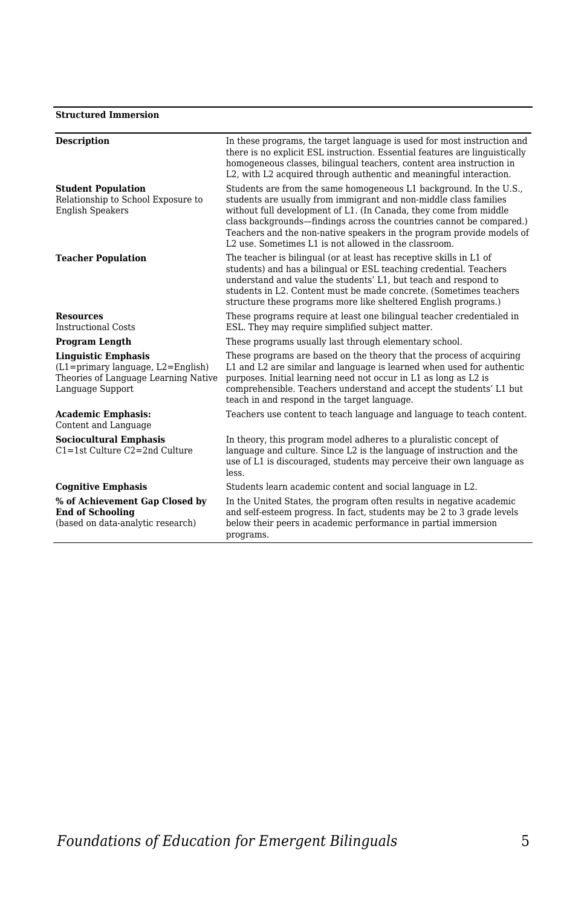| **Structured Immersion** | |
|---|---|
| **Description** | In these programs, the target language is used for most instruction and there is no explicit ESL instruction. Essential features are linguistically homogeneous classes, bilingual teachers, content area instruction in L2, with L2 acquired through authentic and meaningful interaction. |
| **Student Population**<br>Relationship to School Exposure to English Speakers | Students are from the same homogeneous L1 background. In the U.S., students are usually from immigrant and non-middle class families without full development of L1. (In Canada, they come from middle class backgrounds—findings across the countries cannot be compared.) Teachers and the non-native speakers in the program provide models of L2 use. Sometimes L1 is not allowed in the classroom. |
| **Teacher Population** | The teacher is bilingual (or at least has receptive skills in L1 of students) and has a bilingual or ESL teaching credential. Teachers understand and value the students' L1, but teach and respond to students in L2. Content must be made concrete. (Sometimes teachers structure these programs more like sheltered English programs.) |
| **Resources**<br>Instructional Costs | These programs require at least one bilingual teacher credentialed in ESL. They may require simplified subject matter. |
| **Program Length** | These programs usually last through elementary school. |
| **Linguistic Emphasis**<br>(L1=primary language, L2=English)<br>Theories of Language Learning Native Language Support | These programs are based on the theory that the process of acquiring L1 and L2 are similar and language is learned when used for authentic purposes. Initial learning need not occur in L1 as long as L2 is comprehensible. Teachers understand and accept the students' L1 but teach in and respond in the target language. |
| **Academic Emphasis:**<br>Content and Language | Teachers use content to teach language and language to teach content. |
| **Sociocultural Emphasis**<br>C1=1st Culture C2=2nd Culture | In theory, this program model adheres to a pluralistic concept of language and culture. Since L2 is the language of instruction and the use of L1 is discouraged, students may perceive their own language as less. |
| **Cognitive Emphasis** | Students learn academic content and social language in L2. |
| **% of Achievement Gap Closed by End of Schooling**<br>(based on data-analytic research) | In the United States, the program often results in negative academic and self-esteem progress. In fact, students may be 2 to 3 grade levels below their peers in academic performance in partial immersion programs. |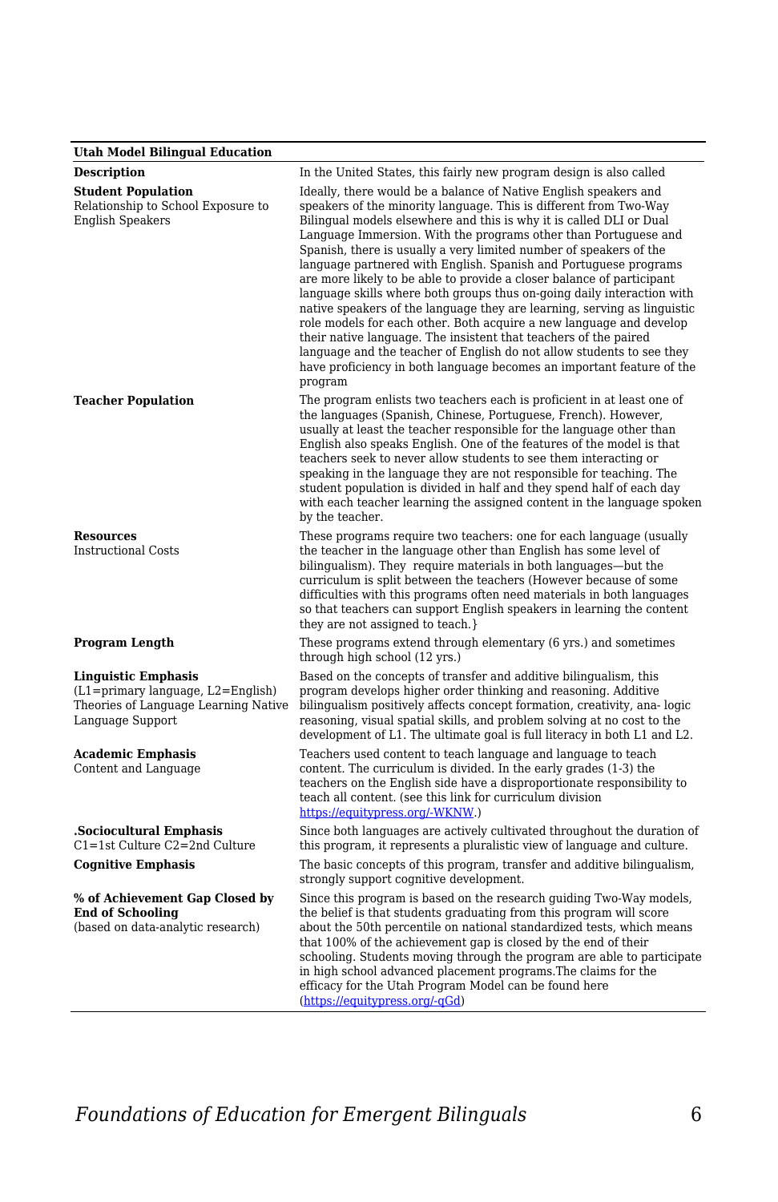| Utah Model Bilingual Education | |
|---|---|
| **Description** | In the United States, this fairly new program design is also called |
| **Student Population** Relationship to School Exposure to English Speakers | Ideally, there would be a balance of Native English speakers and speakers of the minority language. This is different from Two-Way Bilingual models elsewhere and this is why it is called DLI or Dual Language Immersion. With the programs other than Portuguese and Spanish, there is usually a very limited number of speakers of the language partnered with English. Spanish and Portuguese programs are more likely to be able to provide a closer balance of participant language skills where both groups thus on-going daily interaction with native speakers of the language they are learning, serving as linguistic role models for each other. Both acquire a new language and develop their native language. The insistent that teachers of the paired language and the teacher of English do not allow students to see they have proficiency in both language becomes an important feature of the program |
| **Teacher Population** | The program enlists two teachers each is proficient in at least one of the languages (Spanish, Chinese, Portuguese, French). However, usually at least the teacher responsible for the language other than English also speaks English. One of the features of the model is that teachers seek to never allow students to see them interacting or speaking in the language they are not responsible for teaching. The student population is divided in half and they spend half of each day with each teacher learning the assigned content in the language spoken by the teacher. |
| **Resources** Instructional Costs | These programs require two teachers: one for each language (usually the teacher in the language other than English has some level of bilingualism). They require materials in both languages—but the curriculum is split between the teachers (However because of some difficulties with this programs often need materials in both languages so that teachers can support English speakers in learning the content they are not assigned to teach.} |
| **Program Length** | These programs extend through elementary (6 yrs.) and sometimes through high school (12 yrs.) |
| **Linguistic Emphasis** (L1=primary language, L2=English) Theories of Language Learning Native Language Support | Based on the concepts of transfer and additive bilingualism, this program develops higher order thinking and reasoning. Additive bilingualism positively affects concept formation, creativity, ana- logic reasoning, visual spatial skills, and problem solving at no cost to the development of L1. The ultimate goal is full literacy in both L1 and L2. |
| **Academic Emphasis** Content and Language | Teachers used content to teach language and language to teach content. The curriculum is divided. In the early grades (1-3) the teachers on the English side have a disproportionate responsibility to teach all content. (see this link for curriculum division [https://equitypress.org/-WKNW](https://equitypress.org/-WKNW).) |
| **.Sociocultural Emphasis** C1=1st Culture C2=2nd Culture | Since both languages are actively cultivated throughout the duration of this program, it represents a pluralistic view of language and culture. |
| **Cognitive Emphasis** | The basic concepts of this program, transfer and additive bilingualism, strongly support cognitive development. |
| **% of Achievement Gap Closed by End of Schooling** (based on data-analytic research) | Since this program is based on the research guiding Two-Way models, the belief is that students graduating from this program will score about the 50th percentile on national standardized tests, which means that 100% of the achievement gap is closed by the end of their schooling. Students moving through the program are able to participate in high school advanced placement programs.The claims for the efficacy for the Utah Program Model can be found here ([https://equitypress.org/-qGd](https://equitypress.org/-qGd)) |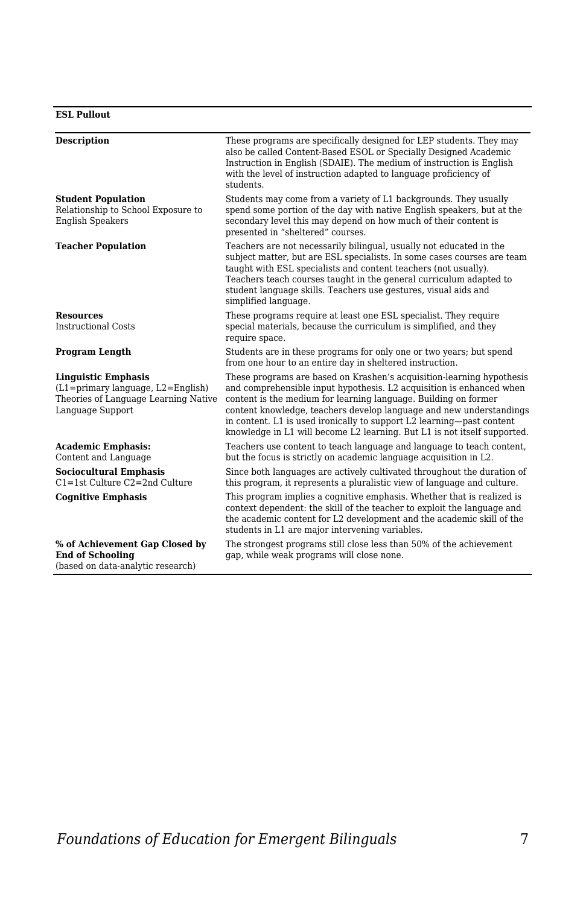| **ESL Pullout** | |
|---|---|
| **Description** | These programs are specifically designed for LEP students. They may also be called Content-Based ESOL or Specially Designed Academic Instruction in English (SDAIE). The medium of instruction is English with the level of instruction adapted to language proficiency of students. |
| **Student Population**<br>Relationship to School Exposure to English Speakers | Students may come from a variety of L1 backgrounds. They usually spend some portion of the day with native English speakers, but at the secondary level this may depend on how much of their content is presented in "sheltered" courses. |
| **Teacher Population** | Teachers are not necessarily bilingual, usually not educated in the subject matter, but are ESL specialists. In some cases courses are team taught with ESL specialists and content teachers (not usually). Teachers teach courses taught in the general curriculum adapted to student language skills. Teachers use gestures, visual aids and simplified language. |
| **Resources**<br>Instructional Costs | These programs require at least one ESL specialist. They require special materials, because the curriculum is simplified, and they require space. |
| **Program Length** | Students are in these programs for only one or two years; but spend from one hour to an entire day in sheltered instruction. |
| **Linguistic Emphasis**<br>(L1=primary language, L2=English)<br>Theories of Language Learning Native Language Support | These programs are based on Krashen's acquisition-learning hypothesis and comprehensible input hypothesis. L2 acquisition is enhanced when content is the medium for learning language. Building on former content knowledge, teachers develop language and new understandings in content. L1 is used ironically to support L2 learning—past content knowledge in L1 will become L2 learning. But L1 is not itself supported. |
| **Academic Emphasis:**<br>Content and Language | Teachers use content to teach language and language to teach content, but the focus is strictly on academic language acquisition in L2. |
| **Sociocultural Emphasis**<br>C1=1st Culture C2=2nd Culture | Since both languages are actively cultivated throughout the duration of this program, it represents a pluralistic view of language and culture. |
| **Cognitive Emphasis** | This program implies a cognitive emphasis. Whether that is realized is context dependent: the skill of the teacher to exploit the language and the academic content for L2 development and the academic skill of the students in L1 are major intervening variables. |
| **% of Achievement Gap Closed by End of Schooling**<br>(based on data-analytic research) | The strongest programs still close less than 50% of the achievement gap, while weak programs will close none. |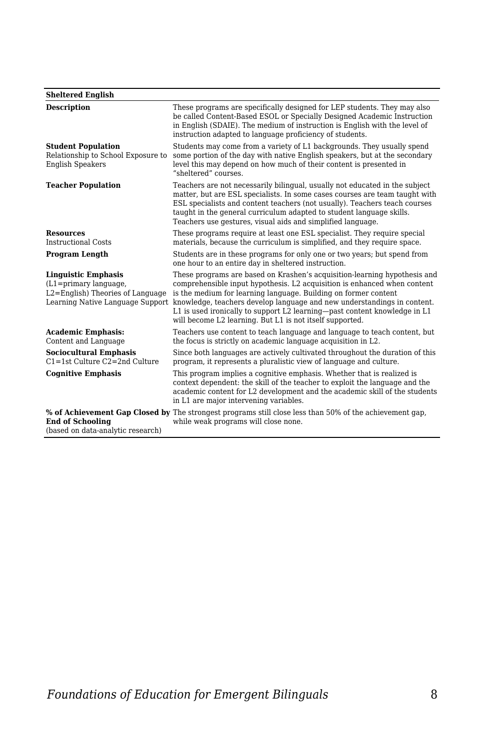| **Sheltered English** | |
|---|---|
| **Description** | These programs are specifically designed for LEP students. They may also be called Content-Based ESOL or Specially Designed Academic Instruction in English (SDAIE). The medium of instruction is English with the level of instruction adapted to language proficiency of students. |
| **Student Population** Relationship to School Exposure to English Speakers | Students may come from a variety of L1 backgrounds. They usually spend some portion of the day with native English speakers, but at the secondary level this may depend on how much of their content is presented in "sheltered" courses. |
| **Teacher Population** | Teachers are not necessarily bilingual, usually not educated in the subject matter, but are ESL specialists. In some cases courses are team taught with ESL specialists and content teachers (not usually). Teachers teach courses taught in the general curriculum adapted to student language skills. Teachers use gestures, visual aids and simplified language. |
| **Resources** Instructional Costs | These programs require at least one ESL specialist. They require special materials, because the curriculum is simplified, and they require space. |
| **Program Length** | Students are in these programs for only one or two years; but spend from one hour to an entire day in sheltered instruction. |
| **Linguistic Emphasis** (L1=primary language, L2=English) Theories of Language Learning Native Language Support | These programs are based on Krashen's acquisition-learning hypothesis and comprehensible input hypothesis. L2 acquisition is enhanced when content is the medium for learning language. Building on former content knowledge, teachers develop language and new understandings in content. L1 is used ironically to support L2 learning—past content knowledge in L1 will become L2 learning. But L1 is not itself supported. |
| **Academic Emphasis:** Content and Language | Teachers use content to teach language and language to teach content, but the focus is strictly on academic language acquisition in L2. |
| **Sociocultural Emphasis** C1=1st Culture C2=2nd Culture | Since both languages are actively cultivated throughout the duration of this program, it represents a pluralistic view of language and culture. |
| **Cognitive Emphasis** | This program implies a cognitive emphasis. Whether that is realized is context dependent: the skill of the teacher to exploit the language and the academic content for L2 development and the academic skill of the students in L1 are major intervening variables. |
| **% of Achievement Gap Closed by End of Schooling** (based on data-analytic research) | The strongest programs still close less than 50% of the achievement gap, while weak programs will close none. |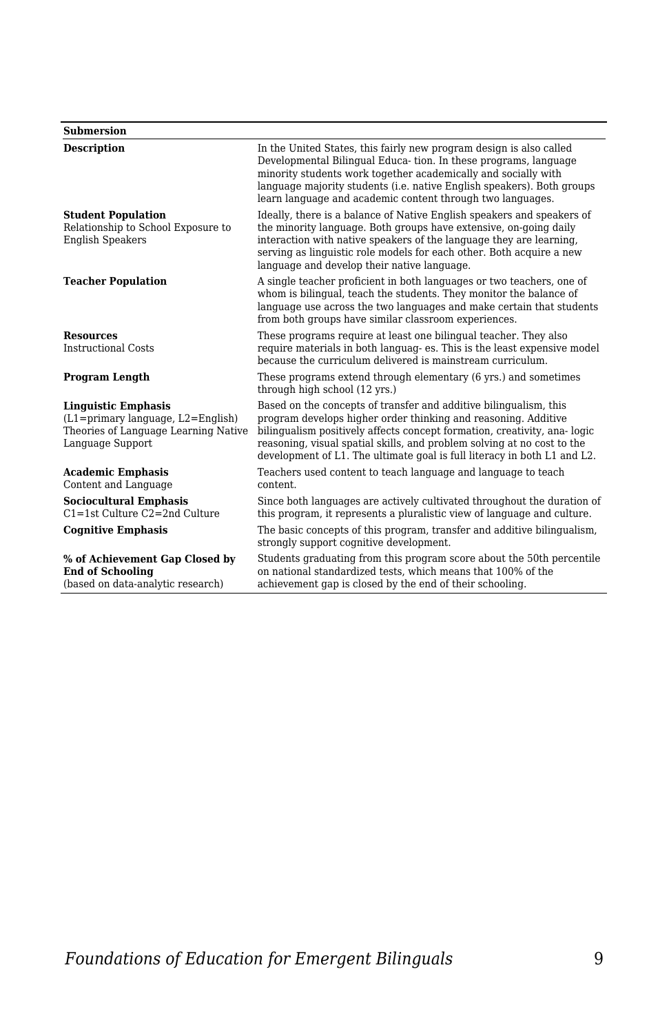| Submersion | |
|---|---|
| **Description** | In the United States, this fairly new program design is also called Developmental Bilingual Educa- tion. In these programs, language minority students work together academically and socially with language majority students (i.e. native English speakers). Both groups learn language and academic content through two languages. |
| **Student Population**<br>Relationship to School Exposure to English Speakers | Ideally, there is a balance of Native English speakers and speakers of the minority language. Both groups have extensive, on-going daily interaction with native speakers of the language they are learning, serving as linguistic role models for each other. Both acquire a new language and develop their native language. |
| **Teacher Population** | A single teacher proficient in both languages or two teachers, one of whom is bilingual, teach the students. They monitor the balance of language use across the two languages and make certain that students from both groups have similar classroom experiences. |
| **Resources**<br>Instructional Costs | These programs require at least one bilingual teacher. They also require materials in both languag- es. This is the least expensive model because the curriculum delivered is mainstream curriculum. |
| **Program Length** | These programs extend through elementary (6 yrs.) and sometimes through high school (12 yrs.) |
| **Linguistic Emphasis**<br>(L1=primary language, L2=English)<br>Theories of Language Learning Native Language Support | Based on the concepts of transfer and additive bilingualism, this program develops higher order thinking and reasoning. Additive bilingualism positively affects concept formation, creativity, ana- logic reasoning, visual spatial skills, and problem solving at no cost to the development of L1. The ultimate goal is full literacy in both L1 and L2. |
| **Academic Emphasis**<br>Content and Language | Teachers used content to teach language and language to teach content. |
| **Sociocultural Emphasis**<br>C1=1st Culture C2=2nd Culture | Since both languages are actively cultivated throughout the duration of this program, it represents a pluralistic view of language and culture. |
| **Cognitive Emphasis** | The basic concepts of this program, transfer and additive bilingualism, strongly support cognitive development. |
| **% of Achievement Gap Closed by End of Schooling**<br>(based on data-analytic research) | Students graduating from this program score about the 50th percentile on national standardized tests, which means that 100% of the achievement gap is closed by the end of their schooling. |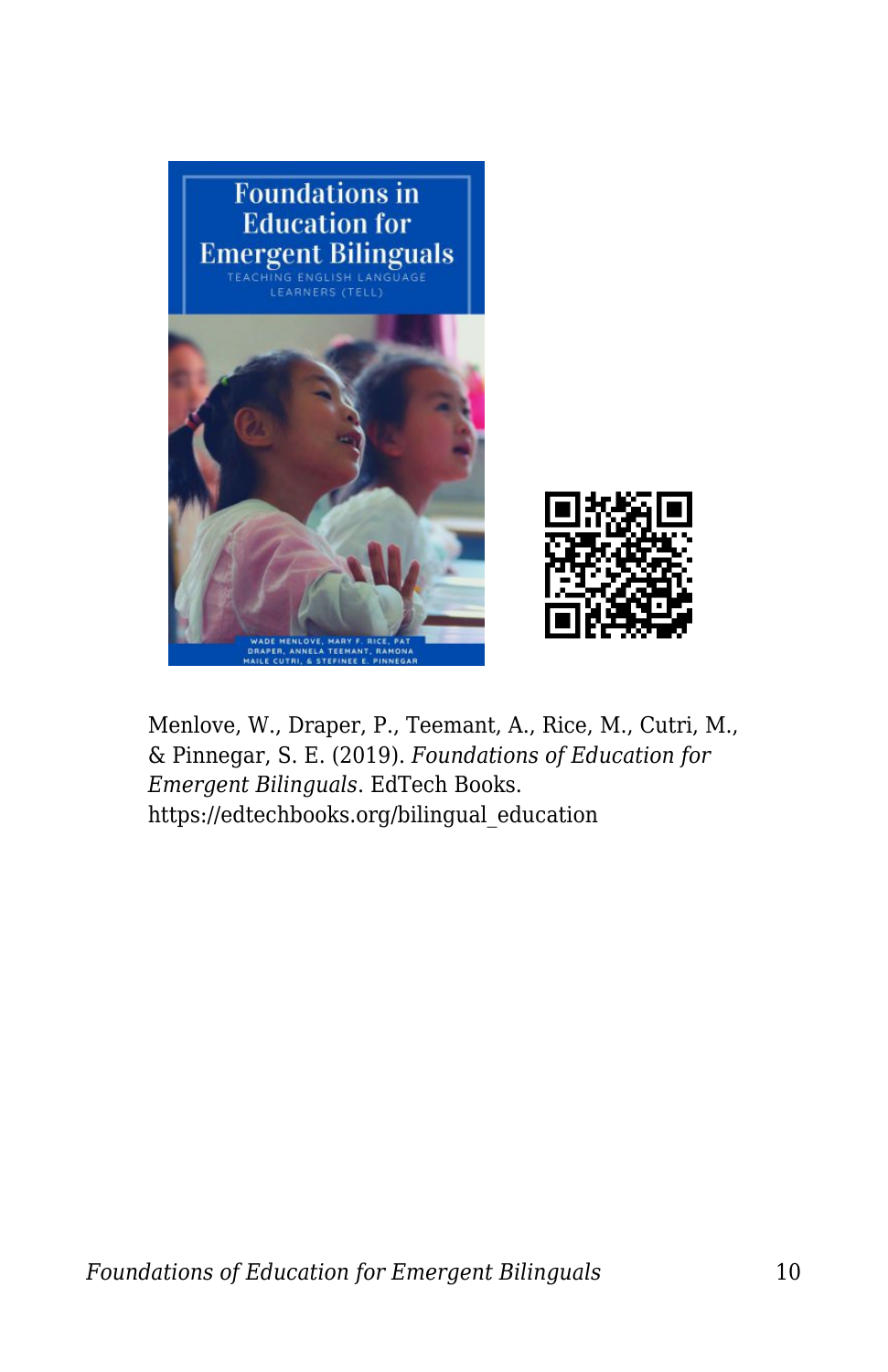Menlove, W., Draper, P., Teemant, A., Rice, M., Cutri, M., & Pinnegar, S. E. (2019). *Foundations of Education for Emergent Bilinguals*. EdTech Books. https://edtechbooks.org/bilingual_education